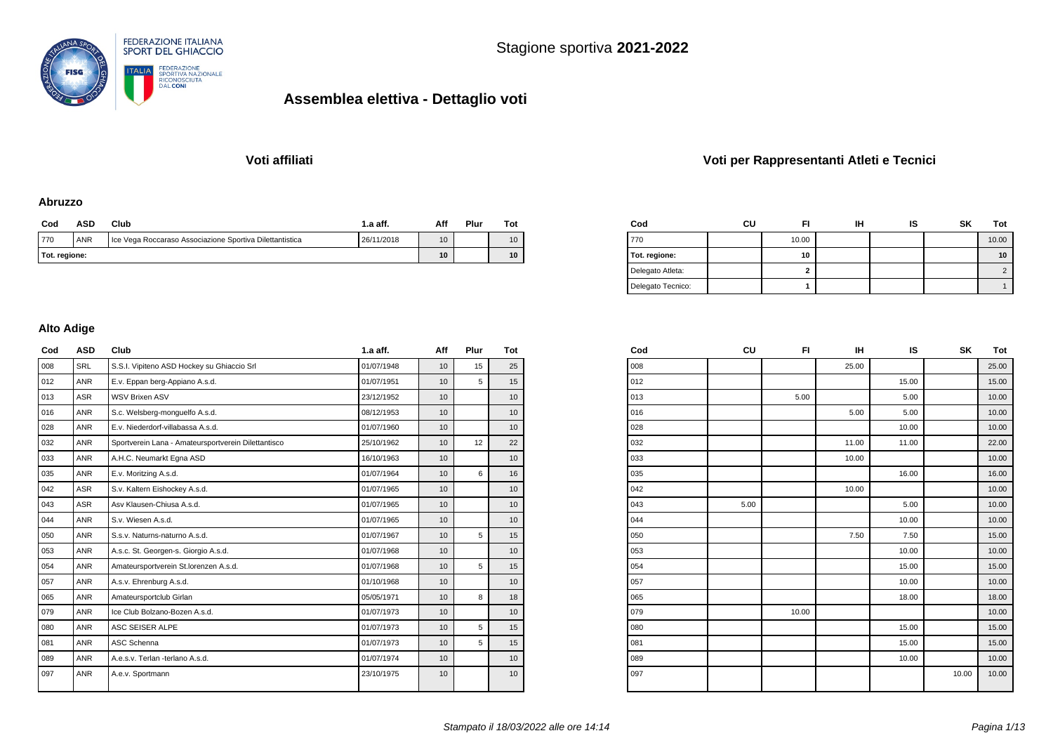FEDERAZIONE ITALIANA SPORT DEL GHIACCIO

Stagione sportiva **2021-2022**

# Assemblea elettiva - Dettaglio voti

## Voti affiliati

### Abruzzo

| Cod | ASD | Club | 1.a aff. | Aff | Plur | Tot |
|---|---|---|---|---|---|---|
| 770 | ANR | Ice Vega Roccaraso Associazione Sportiva Dilettantistica | 26/11/2018 | 10 | | 10 |
| **Tot. regione:** | | | | **10** | | **10** |

### Alto Adige

| Cod | ASD | Club | 1.a aff. | Aff | Plur | Tot |
|---|---|---|---|---|---|---|
| 008 | SRL | S.S.I. Vipiteno ASD Hockey su Ghiaccio Srl | 01/07/1948 | 10 | 15 | 25 |
| 012 | ANR | E.v. Eppan berg-Appiano A.s.d. | 01/07/1951 | 10 | 5 | 15 |
| 013 | ASR | WSV Brixen ASV | 23/12/1952 | 10 | | 10 |
| 016 | ANR | S.c. Welsberg-monguelfo A.s.d. | 08/12/1953 | 10 | | 10 |
| 028 | ANR | E.v. Niederdorf-villabassa A.s.d. | 01/07/1960 | 10 | | 10 |
| 032 | ANR | Sportverein Lana - Amateursportverein Dilettantisco | 25/10/1962 | 10 | 12 | 22 |
| 033 | ANR | A.H.C. Neumarkt Egna ASD | 16/10/1963 | 10 | | 10 |
| 035 | ANR | E.v. Moritzing A.s.d. | 01/07/1964 | 10 | 6 | 16 |
| 042 | ASR | S.v. Kaltern Eishockey A.s.d. | 01/07/1965 | 10 | | 10 |
| 043 | ASR | Asv Klausen-Chiusa A.s.d. | 01/07/1965 | 10 | | 10 |
| 044 | ANR | S.v. Wiesen A.s.d. | 01/07/1965 | 10 | | 10 |
| 050 | ANR | S.s.v. Naturns-naturno A.s.d. | 01/07/1967 | 10 | 5 | 15 |
| 053 | ANR | A.s.c. St. Georgen-s. Giorgio A.s.d. | 01/07/1968 | 10 | | 10 |
| 054 | ANR | Amateursportverein St.lorenzen A.s.d. | 01/07/1968 | 10 | 5 | 15 |
| 057 | ANR | A.s.v. Ehrenburg A.s.d. | 01/10/1968 | 10 | | 10 |
| 065 | ANR | Amateursportclub Girlan | 05/05/1971 | 10 | 8 | 18 |
| 079 | ANR | Ice Club Bolzano-Bozen A.s.d. | 01/07/1973 | 10 | | 10 |
| 080 | ANR | ASC SEISER ALPE | 01/07/1973 | 10 | 5 | 15 |
| 081 | ANR | ASC Schenna | 01/07/1973 | 10 | 5 | 15 |
| 089 | ANR | A.e.s.v. Terlan -terlano A.s.d. | 01/07/1974 | 10 | | 10 |
| 097 | ANR | A.e.v. Sportmann | 23/10/1975 | 10 | | 10 |

## Voti per Rappresentanti Atleti e Tecnici

### Abruzzo

| Cod | CU | FI | IH | IS | SK | Tot |
|---|---|---|---|---|---|---|
| 770 | | 10.00 | | | | 10.00 |
| **Tot. regione:** | | **10** | | | | **10** |
| Delegato Atleta: | | **2** | | | | 2 |
| Delegato Tecnico: | | **1** | | | | 1 |

### Alto Adige

| Cod | CU | FI | IH | IS | SK | Tot |
|---|---|---|---|---|---|---|
| 008 | | | 25.00 | | | 25.00 |
| 012 | | | | 15.00 | | 15.00 |
| 013 | | 5.00 | | 5.00 | | 10.00 |
| 016 | | | 5.00 | 5.00 | | 10.00 |
| 028 | | | | 10.00 | | 10.00 |
| 032 | | | 11.00 | 11.00 | | 22.00 |
| 033 | | | 10.00 | | | 10.00 |
| 035 | | | | 16.00 | | 16.00 |
| 042 | | | 10.00 | | | 10.00 |
| 043 | 5.00 | | | 5.00 | | 10.00 |
| 044 | | | | 10.00 | | 10.00 |
| 050 | | | 7.50 | 7.50 | | 15.00 |
| 053 | | | | 10.00 | | 10.00 |
| 054 | | | | 15.00 | | 15.00 |
| 057 | | | | 10.00 | | 10.00 |
| 065 | | | | 18.00 | | 18.00 |
| 079 | | 10.00 | | | | 10.00 |
| 080 | | | | 15.00 | | 15.00 |
| 081 | | | | 15.00 | | 15.00 |
| 089 | | | | 10.00 | | 10.00 |
| 097 | | | | | 10.00 | 10.00 |

*Stampato il 18/03/2022 alle ore 14:14*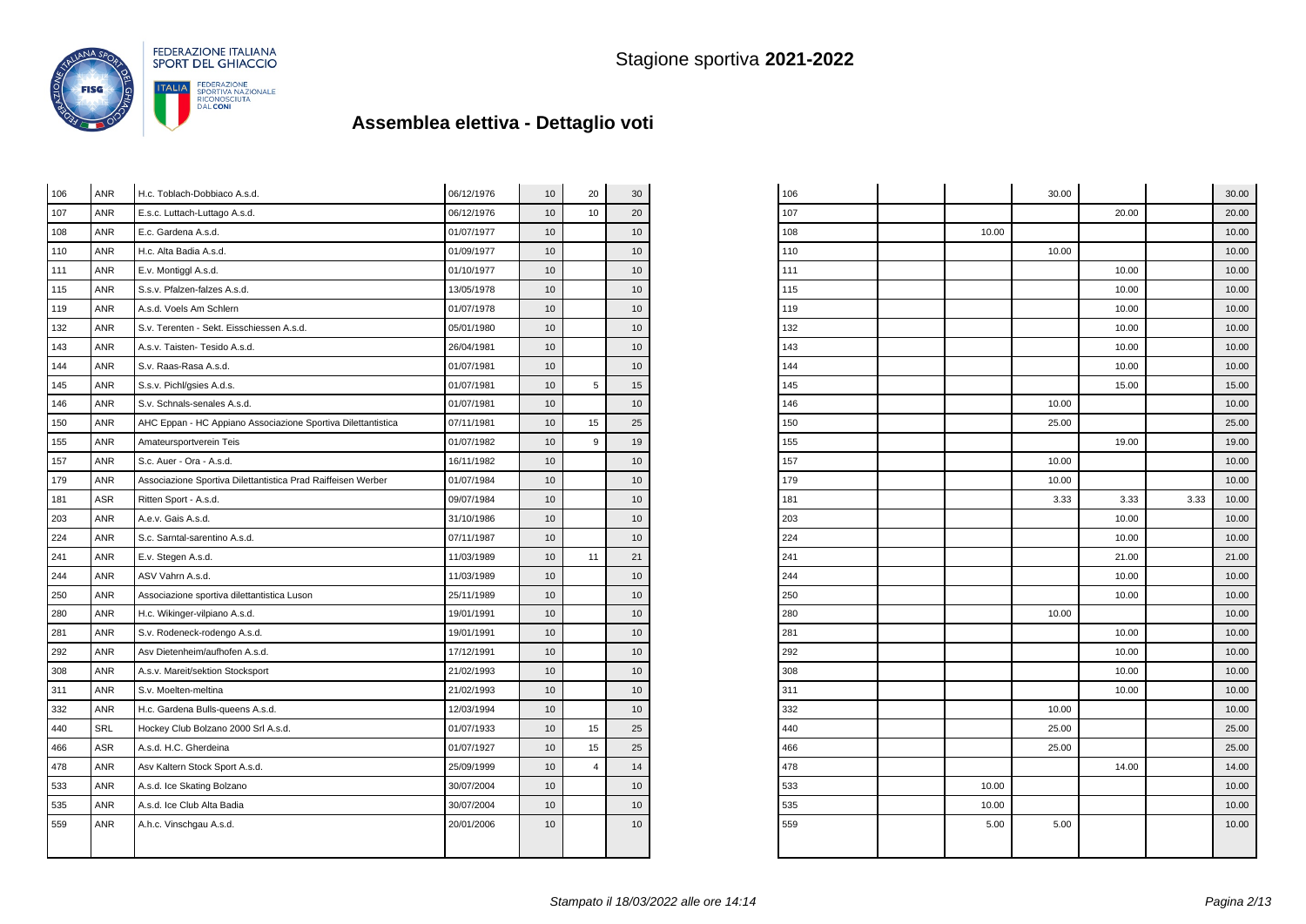Stagione sportiva **2021-2022**

## Assemblea elettiva - Dettaglio voti

| | | | | | | |
|---|---|---|---|---|---|---|
| 106 | ANR | H.c. Toblach-Dobbiaco A.s.d. | 06/12/1976 | 10 | 20 | 30 |
| 107 | ANR | E.s.c. Luttach-Luttago A.s.d. | 06/12/1976 | 10 | 10 | 20 |
| 108 | ANR | E.c. Gardena A.s.d. | 01/07/1977 | 10 | | 10 |
| 110 | ANR | H.c. Alta Badia A.s.d. | 01/09/1977 | 10 | | 10 |
| 111 | ANR | E.v. Montiggl A.s.d. | 01/10/1977 | 10 | | 10 |
| 115 | ANR | S.s.v. Pfalzen-falzes A.s.d. | 13/05/1978 | 10 | | 10 |
| 119 | ANR | A.s.d. Voels Am Schlern | 01/07/1978 | 10 | | 10 |
| 132 | ANR | S.v. Terenten - Sekt. Eisschiessen A.s.d. | 05/01/1980 | 10 | | 10 |
| 143 | ANR | A.s.v. Taisten- Tesido A.s.d. | 26/04/1981 | 10 | | 10 |
| 144 | ANR | S.v. Raas-Rasa A.s.d. | 01/07/1981 | 10 | | 10 |
| 145 | ANR | S.s.v. Pichl/gsies A.d.s. | 01/07/1981 | 10 | 5 | 15 |
| 146 | ANR | S.v. Schnals-senales A.s.d. | 01/07/1981 | 10 | | 10 |
| 150 | ANR | AHC Eppan - HC Appiano Associazione Sportiva Dilettantistica | 07/11/1981 | 10 | 15 | 25 |
| 155 | ANR | Amateursportverein Teis | 01/07/1982 | 10 | 9 | 19 |
| 157 | ANR | S.c. Auer - Ora - A.s.d. | 16/11/1982 | 10 | | 10 |
| 179 | ANR | Associazione Sportiva Dilettantistica Prad Raiffeisen Werber | 01/07/1984 | 10 | | 10 |
| 181 | ASR | Ritten Sport - A.s.d. | 09/07/1984 | 10 | | 10 |
| 203 | ANR | A.e.v. Gais A.s.d. | 31/10/1986 | 10 | | 10 |
| 224 | ANR | S.c. Sarntal-sarentino A.s.d. | 07/11/1987 | 10 | | 10 |
| 241 | ANR | E.v. Stegen A.s.d. | 11/03/1989 | 10 | 11 | 21 |
| 244 | ANR | ASV Vahrn A.s.d. | 11/03/1989 | 10 | | 10 |
| 250 | ANR | Associazione sportiva dilettantistica Luson | 25/11/1989 | 10 | | 10 |
| 280 | ANR | H.c. Wikinger-vilpiano A.s.d. | 19/01/1991 | 10 | | 10 |
| 281 | ANR | S.v. Rodeneck-rodengo A.s.d. | 19/01/1991 | 10 | | 10 |
| 292 | ANR | Asv Dietenheim/aufhofen A.s.d. | 17/12/1991 | 10 | | 10 |
| 308 | ANR | A.s.v. Mareit/sektion Stocksport | 21/02/1993 | 10 | | 10 |
| 311 | ANR | S.v. Moelten-meltina | 21/02/1993 | 10 | | 10 |
| 332 | ANR | H.c. Gardena Bulls-queens A.s.d. | 12/03/1994 | 10 | | 10 |
| 440 | SRL | Hockey Club Bolzano 2000 Srl A.s.d. | 01/07/1933 | 10 | 15 | 25 |
| 466 | ASR | A.s.d. H.C. Gherdeina | 01/07/1927 | 10 | 15 | 25 |
| 478 | ANR | Asv Kaltern Stock Sport A.s.d. | 25/09/1999 | 10 | 4 | 14 |
| 533 | ANR | A.s.d. Ice Skating Bolzano | 30/07/2004 | 10 | | 10 |
| 535 | ANR | A.s.d. Ice Club Alta Badia | 30/07/2004 | 10 | | 10 |
| 559 | ANR | A.h.c. Vinschgau A.s.d. | 20/01/2006 | 10 | | 10 |

| | | | | | | |
|---|---|---|---|---|---|---|
| 106 | | | 30.00 | | | 30.00 |
| 107 | | | | 20.00 | | 20.00 |
| 108 | | 10.00 | | | | 10.00 |
| 110 | | | 10.00 | | | 10.00 |
| 111 | | | | 10.00 | | 10.00 |
| 115 | | | | 10.00 | | 10.00 |
| 119 | | | | 10.00 | | 10.00 |
| 132 | | | | 10.00 | | 10.00 |
| 143 | | | | 10.00 | | 10.00 |
| 144 | | | | 10.00 | | 10.00 |
| 145 | | | | 15.00 | | 15.00 |
| 146 | | | 10.00 | | | 10.00 |
| 150 | | | 25.00 | | | 25.00 |
| 155 | | | | 19.00 | | 19.00 |
| 157 | | | 10.00 | | | 10.00 |
| 179 | | | 10.00 | | | 10.00 |
| 181 | | | 3.33 | 3.33 | 3.33 | 10.00 |
| 203 | | | | 10.00 | | 10.00 |
| 224 | | | | 10.00 | | 10.00 |
| 241 | | | | 21.00 | | 21.00 |
| 244 | | | | 10.00 | | 10.00 |
| 250 | | | | 10.00 | | 10.00 |
| 280 | | | 10.00 | | | 10.00 |
| 281 | | | | 10.00 | | 10.00 |
| 292 | | | | 10.00 | | 10.00 |
| 308 | | | | 10.00 | | 10.00 |
| 311 | | | | 10.00 | | 10.00 |
| 332 | | | 10.00 | | | 10.00 |
| 440 | | | 25.00 | | | 25.00 |
| 466 | | | 25.00 | | | 25.00 |
| 478 | | | | 14.00 | | 14.00 |
| 533 | | 10.00 | | | | 10.00 |
| 535 | | 10.00 | | | | 10.00 |
| 559 | | 5.00 | 5.00 | | | 10.00 |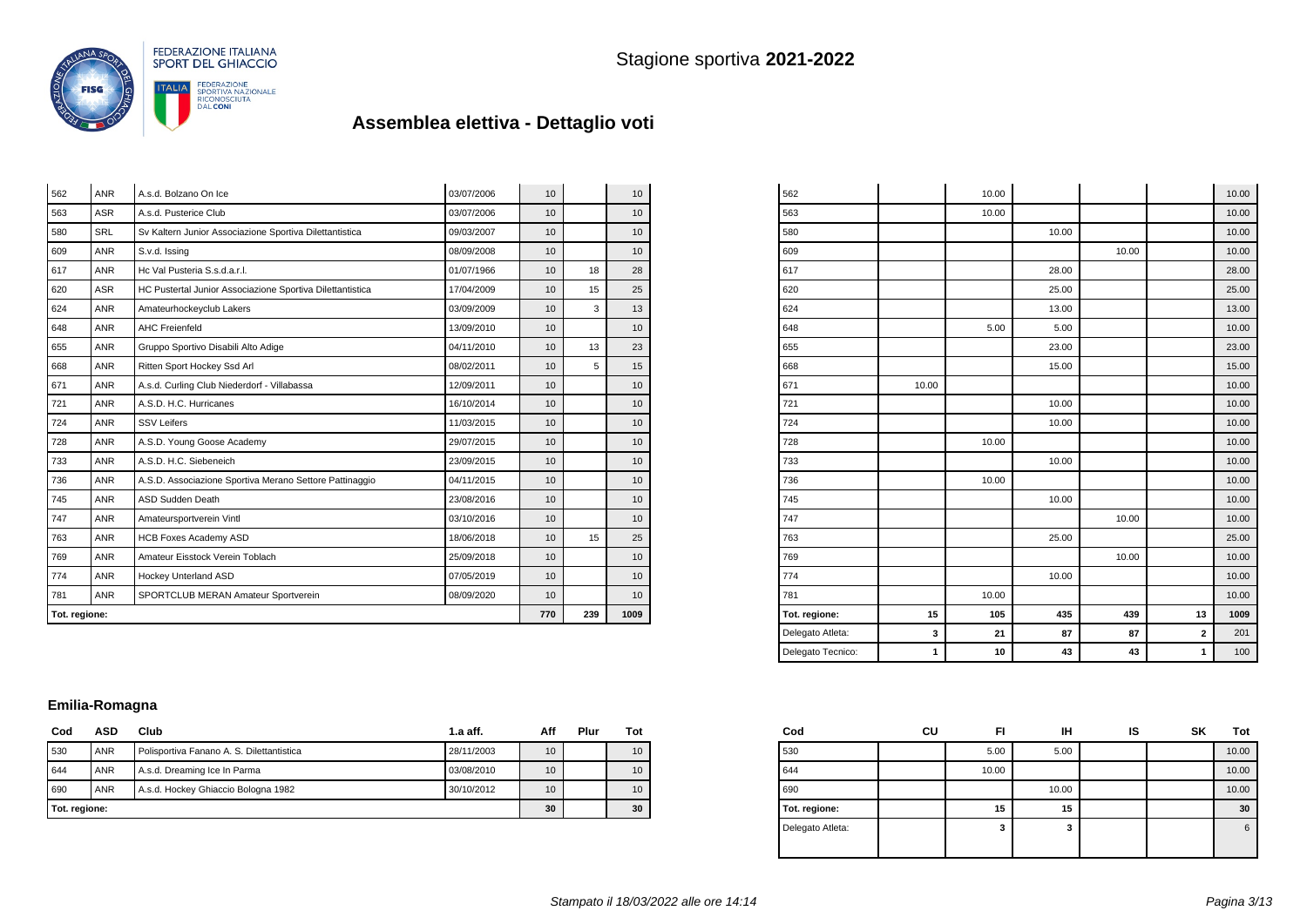Stagione sportiva **2021-2022**

## Assemblea elettiva - Dettaglio voti

| Cod | ASD | Club | 1.a aff. | Aff | Plur | Tot |
|---|---|---|---|---|---|---|
| 562 | ANR | A.s.d. Bolzano On Ice | 03/07/2006 | 10 | | 10 |
| 563 | ASR | A.s.d. Pusterice Club | 03/07/2006 | 10 | | 10 |
| 580 | SRL | Sv Kaltern Junior Associazione Sportiva Dilettantistica | 09/03/2007 | 10 | | 10 |
| 609 | ANR | S.v.d. Issing | 08/09/2008 | 10 | | 10 |
| 617 | ANR | Hc Val Pusteria S.s.d.a.r.l. | 01/07/1966 | 10 | 18 | 28 |
| 620 | ASR | HC Pustertal Junior Associazione Sportiva Dilettantistica | 17/04/2009 | 10 | 15 | 25 |
| 624 | ANR | Amateurhockeyclub Lakers | 03/09/2009 | 10 | 3 | 13 |
| 648 | ANR | AHC Freienfeld | 13/09/2010 | 10 | | 10 |
| 655 | ANR | Gruppo Sportivo Disabili Alto Adige | 04/11/2010 | 10 | 13 | 23 |
| 668 | ANR | Ritten Sport Hockey Ssd Arl | 08/02/2011 | 10 | 5 | 15 |
| 671 | ANR | A.s.d. Curling Club Niederdorf - Villabassa | 12/09/2011 | 10 | | 10 |
| 721 | ANR | A.S.D. H.C. Hurricanes | 16/10/2014 | 10 | | 10 |
| 724 | ANR | SSV Leifers | 11/03/2015 | 10 | | 10 |
| 728 | ANR | A.S.D. Young Goose Academy | 29/07/2015 | 10 | | 10 |
| 733 | ANR | A.S.D. H.C. Siebeneich | 23/09/2015 | 10 | | 10 |
| 736 | ANR | A.S.D. Associazione Sportiva Merano Settore Pattinaggio | 04/11/2015 | 10 | | 10 |
| 745 | ANR | ASD Sudden Death | 23/08/2016 | 10 | | 10 |
| 747 | ANR | Amateursportverein Vintl | 03/10/2016 | 10 | | 10 |
| 763 | ANR | HCB Foxes Academy ASD | 18/06/2018 | 10 | 15 | 25 |
| 769 | ANR | Amateur Eisstock Verein Toblach | 25/09/2018 | 10 | | 10 |
| 774 | ANR | Hockey Unterland ASD | 07/05/2019 | 10 | | 10 |
| 781 | ANR | SPORTCLUB MERAN Amateur Sportverein | 08/09/2020 | 10 | | 10 |
| Tot. regione: | | | | 770 | 239 | 1009 |

| Cod | CU | FI | IH | IS | SK | Tot |
|---|---|---|---|---|---|---|
| 562 | | 10.00 | | | | 10.00 |
| 563 | | 10.00 | | | | 10.00 |
| 580 | | | 10.00 | | | 10.00 |
| 609 | | | | 10.00 | | 10.00 |
| 617 | | | 28.00 | | | 28.00 |
| 620 | | | 25.00 | | | 25.00 |
| 624 | | | 13.00 | | | 13.00 |
| 648 | | 5.00 | 5.00 | | | 10.00 |
| 655 | | | 23.00 | | | 23.00 |
| 668 | | | 15.00 | | | 15.00 |
| 671 | 10.00 | | | | | 10.00 |
| 721 | | | 10.00 | | | 10.00 |
| 724 | | | 10.00 | | | 10.00 |
| 728 | | 10.00 | | | | 10.00 |
| 733 | | | 10.00 | | | 10.00 |
| 736 | | 10.00 | | | | 10.00 |
| 745 | | | 10.00 | | | 10.00 |
| 747 | | | | 10.00 | | 10.00 |
| 763 | | | 25.00 | | | 25.00 |
| 769 | | | | 10.00 | | 10.00 |
| 774 | | | 10.00 | | | 10.00 |
| 781 | | 10.00 | | | | 10.00 |
| Tot. regione: | 15 | 105 | 435 | 439 | 13 | 1009 |
| Delegato Atleta: | 3 | 21 | 87 | 87 | 2 | 201 |
| Delegato Tecnico: | 1 | 10 | 43 | 43 | 1 | 100 |

### Emilia-Romagna

| Cod | ASD | Club | 1.a aff. | Aff | Plur | Tot |
|---|---|---|---|---|---|---|
| 530 | ANR | Polisportiva Fanano A. S. Dilettantistica | 28/11/2003 | 10 | | 10 |
| 644 | ANR | A.s.d. Dreaming Ice In Parma | 03/08/2010 | 10 | | 10 |
| 690 | ANR | A.s.d. Hockey Ghiaccio Bologna 1982 | 30/10/2012 | 10 | | 10 |
| Tot. regione: | | | | 30 | | 30 |

| Cod | CU | FI | IH | IS | SK | Tot |
|---|---|---|---|---|---|---|
| 530 | | 5.00 | 5.00 | | | 10.00 |
| 644 | | 10.00 | | | | 10.00 |
| 690 | | | 10.00 | | | 10.00 |
| Tot. regione: | | 15 | 15 | | | 30 |
| Delegato Atleta: | | 3 | 3 | | | 6 |

*Stampato il 18/03/2022 alle ore 14:14*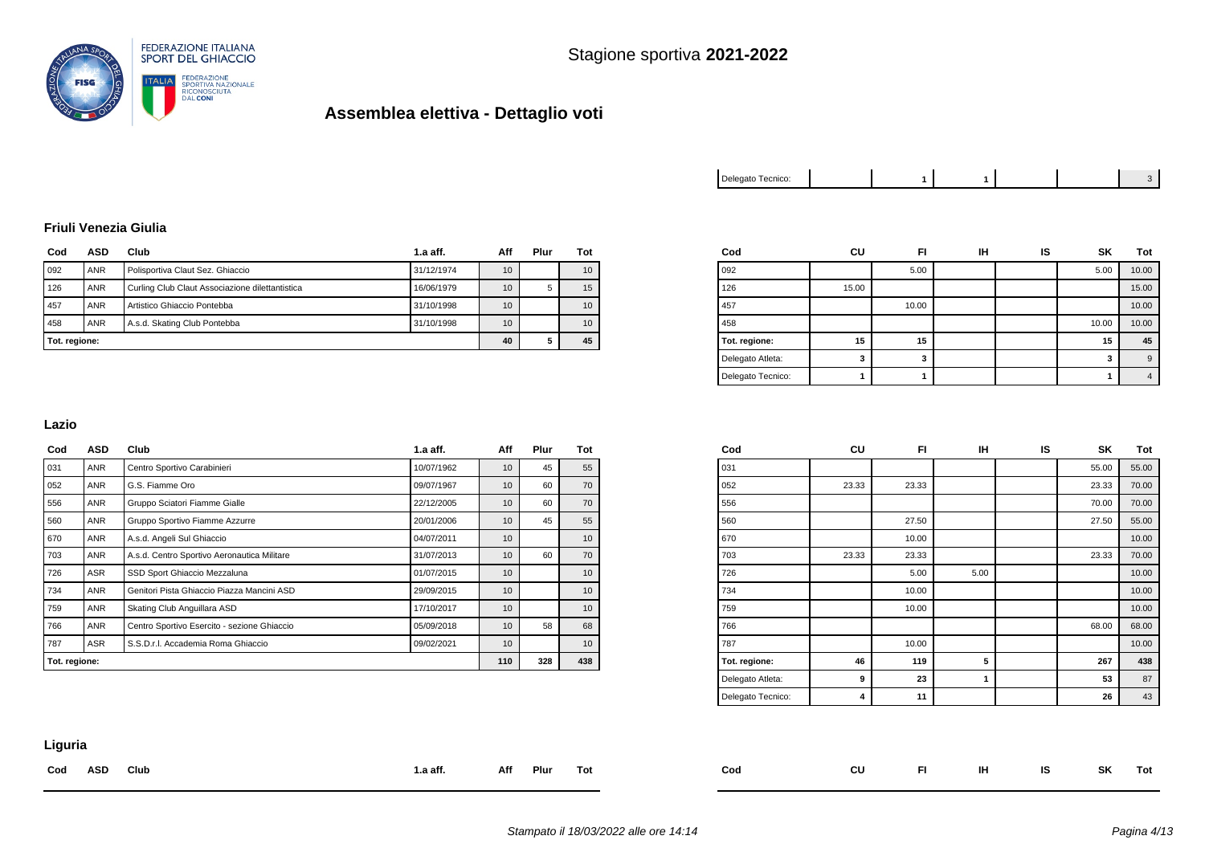FEDERAZIONE ITALIANA SPORT DEL GHIACCIO

FEDERAZIONE SPORTIVA NAZIONALE RICONOSCIUTA DAL CONI

Stagione sportiva **2021-2022**

# Assemblea elettiva - Dettaglio voti

| Delegato Tecnico: | | 1 | 1 | | | 3 |
|---|---|---|---|---|---|---|

### Friuli Venezia Giulia

| Cod | ASD | Club | 1.a aff. | Aff | Plur | Tot |
|---|---|---|---|---|---|---|
| 092 | ANR | Polisportiva Claut Sez. Ghiaccio | 31/12/1974 | 10 | | 10 |
| 126 | ANR | Curling Club Claut Associazione dilettantistica | 16/06/1979 | 10 | 5 | 15 |
| 457 | ANR | Artistico Ghiaccio Pontebba | 31/10/1998 | 10 | | 10 |
| 458 | ANR | A.s.d. Skating Club Pontebba | 31/10/1998 | 10 | | 10 |
| **Tot. regione:** | | | | **40** | **5** | **45** |

| Cod | CU | FI | IH | IS | SK | Tot |
|---|---|---|---|---|---|---|
| 092 | | 5.00 | | | 5.00 | 10.00 |
| 126 | 15.00 | | | | | 15.00 |
| 457 | | 10.00 | | | | 10.00 |
| 458 | | | | | 10.00 | 10.00 |
| **Tot. regione:** | **15** | **15** | | | **15** | **45** |
| Delegato Atleta: | 3 | 3 | | | 3 | 9 |
| Delegato Tecnico: | 1 | 1 | | | 1 | 4 |

### Lazio

| Cod | ASD | Club | 1.a aff. | Aff | Plur | Tot |
|---|---|---|---|---|---|---|
| 031 | ANR | Centro Sportivo Carabinieri | 10/07/1962 | 10 | 45 | 55 |
| 052 | ANR | G.S. Fiamme Oro | 09/07/1967 | 10 | 60 | 70 |
| 556 | ANR | Gruppo Sciatori Fiamme Gialle | 22/12/2005 | 10 | 60 | 70 |
| 560 | ANR | Gruppo Sportivo Fiamme Azzurre | 20/01/2006 | 10 | 45 | 55 |
| 670 | ANR | A.s.d. Angeli Sul Ghiaccio | 04/07/2011 | 10 | | 10 |
| 703 | ANR | A.s.d. Centro Sportivo Aeronautica Militare | 31/07/2013 | 10 | 60 | 70 |
| 726 | ASR | SSD Sport Ghiaccio Mezzaluna | 01/07/2015 | 10 | | 10 |
| 734 | ANR | Genitori Pista Ghiaccio Piazza Mancini ASD | 29/09/2015 | 10 | | 10 |
| 759 | ANR | Skating Club Anguillara ASD | 17/10/2017 | 10 | | 10 |
| 766 | ANR | Centro Sportivo Esercito - sezione Ghiaccio | 05/09/2018 | 10 | 58 | 68 |
| 787 | ASR | S.S.D.r.l. Accademia Roma Ghiaccio | 09/02/2021 | 10 | | 10 |
| **Tot. regione:** | | | | **110** | **328** | **438** |

| Cod | CU | FI | IH | IS | SK | Tot |
|---|---|---|---|---|---|---|
| 031 | | | | | 55.00 | 55.00 |
| 052 | 23.33 | 23.33 | | | 23.33 | 70.00 |
| 556 | | | | | 70.00 | 70.00 |
| 560 | | 27.50 | | | 27.50 | 55.00 |
| 670 | | 10.00 | | | | 10.00 |
| 703 | 23.33 | 23.33 | | | 23.33 | 70.00 |
| 726 | | 5.00 | 5.00 | | | 10.00 |
| 734 | | 10.00 | | | | 10.00 |
| 759 | | 10.00 | | | | 10.00 |
| 766 | | | | | 68.00 | 68.00 |
| 787 | | 10.00 | | | | 10.00 |
| **Tot. regione:** | **46** | **119** | **5** | | **267** | **438** |
| Delegato Atleta: | 9 | 23 | 1 | | 53 | 87 |
| Delegato Tecnico: | 4 | 11 | | | 26 | 43 |

### Liguria

| Cod | ASD | Club | 1.a aff. | Aff | Plur | Tot |
|---|---|---|---|---|---|---|

| Cod | CU | FI | IH | IS | SK | Tot |
|---|---|---|---|---|---|---|

*Stampato il 18/03/2022 alle ore 14:14*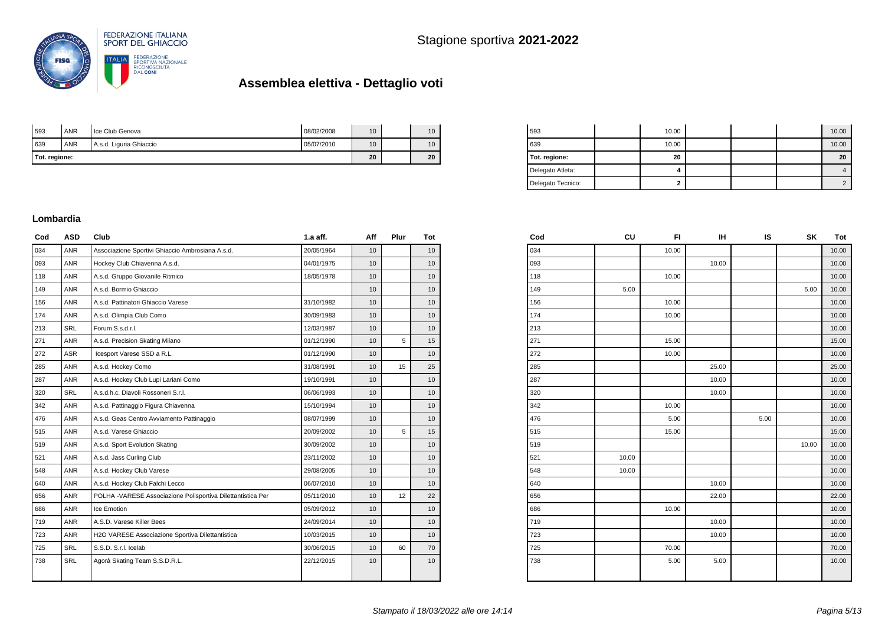## Stagione sportiva **2021-2022**

# Assemblea elettiva - Dettaglio voti

| | | | | Aff | Plur | Tot |
|---|---|---|---|---|---|---|
| 593 | ANR | Ice Club Genova | 08/02/2008 | 10 | | 10 |
| 639 | ANR | A.s.d. Liguria Ghiaccio | 05/07/2010 | 10 | | 10 |
| **Tot. regione:** | | | | **20** | | **20** |

| Cod | CU | FI | IH | IS | SK | Tot |
|---|---|---|---|---|---|---|
| 593 | | 10.00 | | | | 10.00 |
| 639 | | 10.00 | | | | 10.00 |
| **Tot. regione:** | | **20** | | | | **20** |
| Delegato Atleta: | | **4** | | | | 4 |
| Delegato Tecnico: | | **2** | | | | 2 |

### Lombardia

| Cod | ASD | Club | 1.a aff. | Aff | Plur | Tot |
|---|---|---|---|---|---|---|
| 034 | ANR | Associazione Sportivi Ghiaccio Ambrosiana A.s.d. | 20/05/1964 | 10 | | 10 |
| 093 | ANR | Hockey Club Chiavenna A.s.d. | 04/01/1975 | 10 | | 10 |
| 118 | ANR | A.s.d. Gruppo Giovanile Ritmico | 18/05/1978 | 10 | | 10 |
| 149 | ANR | A.s.d. Bormio Ghiaccio | | 10 | | 10 |
| 156 | ANR | A.s.d. Pattinatori Ghiaccio Varese | 31/10/1982 | 10 | | 10 |
| 174 | ANR | A.s.d. Olimpia Club Como | 30/09/1983 | 10 | | 10 |
| 213 | SRL | Forum S.s.d.r.l. | 12/03/1987 | 10 | | 10 |
| 271 | ANR | A.s.d. Precision Skating Milano | 01/12/1990 | 10 | 5 | 15 |
| 272 | ASR | Icesport Varese SSD a R.L. | 01/12/1990 | 10 | | 10 |
| 285 | ANR | A.s.d. Hockey Como | 31/08/1991 | 10 | 15 | 25 |
| 287 | ANR | A.s.d. Hockey Club Lupi Lariani Como | 19/10/1991 | 10 | | 10 |
| 320 | SRL | A.s.d.h.c. Diavoli Rossoneri S.r.l. | 06/06/1993 | 10 | | 10 |
| 342 | ANR | A.s.d. Pattinaggio Figura Chiavenna | 15/10/1994 | 10 | | 10 |
| 476 | ANR | A.s.d. Geas Centro Avviamento Pattinaggio | 08/07/1999 | 10 | | 10 |
| 515 | ANR | A.s.d. Varese Ghiaccio | 20/09/2002 | 10 | 5 | 15 |
| 519 | ANR | A.s.d. Sport Evolution Skating | 30/09/2002 | 10 | | 10 |
| 521 | ANR | A.s.d. Jass Curling Club | 23/11/2002 | 10 | | 10 |
| 548 | ANR | A.s.d. Hockey Club Varese | 29/08/2005 | 10 | | 10 |
| 640 | ANR | A.s.d. Hockey Club Falchi Lecco | 06/07/2010 | 10 | | 10 |
| 656 | ANR | POLHA -VARESE Associazione Polisportiva Dilettantistica Per | 05/11/2010 | 10 | 12 | 22 |
| 686 | ANR | Ice Emotion | 05/09/2012 | 10 | | 10 |
| 719 | ANR | A.S.D. Varese Killer Bees | 24/09/2014 | 10 | | 10 |
| 723 | ANR | H2O VARESE Associazione Sportiva Dilettantistica | 10/03/2015 | 10 | | 10 |
| 725 | SRL | S.S.D. S.r.l. Icelab | 30/06/2015 | 10 | 60 | 70 |
| 738 | SRL | Agorà Skating Team S.S.D.R.L. | 22/12/2015 | 10 | | 10 |

| Cod | CU | FI | IH | IS | SK | Tot |
|---|---|---|---|---|---|---|
| 034 | | 10.00 | | | | 10.00 |
| 093 | | | 10.00 | | | 10.00 |
| 118 | | 10.00 | | | | 10.00 |
| 149 | 5.00 | | | | 5.00 | 10.00 |
| 156 | | 10.00 | | | | 10.00 |
| 174 | | 10.00 | | | | 10.00 |
| 213 | | | | | | 10.00 |
| 271 | | 15.00 | | | | 15.00 |
| 272 | | 10.00 | | | | 10.00 |
| 285 | | | 25.00 | | | 25.00 |
| 287 | | | 10.00 | | | 10.00 |
| 320 | | | 10.00 | | | 10.00 |
| 342 | | 10.00 | | | | 10.00 |
| 476 | | 5.00 | | 5.00 | | 10.00 |
| 515 | | 15.00 | | | | 15.00 |
| 519 | | | | | 10.00 | 10.00 |
| 521 | 10.00 | | | | | 10.00 |
| 548 | 10.00 | | | | | 10.00 |
| 640 | | | 10.00 | | | 10.00 |
| 656 | | | 22.00 | | | 22.00 |
| 686 | | 10.00 | | | | 10.00 |
| 719 | | | 10.00 | | | 10.00 |
| 723 | | | 10.00 | | | 10.00 |
| 725 | | 70.00 | | | | 70.00 |
| 738 | | 5.00 | 5.00 | | | 10.00 |

*Stampato il 18/03/2022 alle ore 14:14*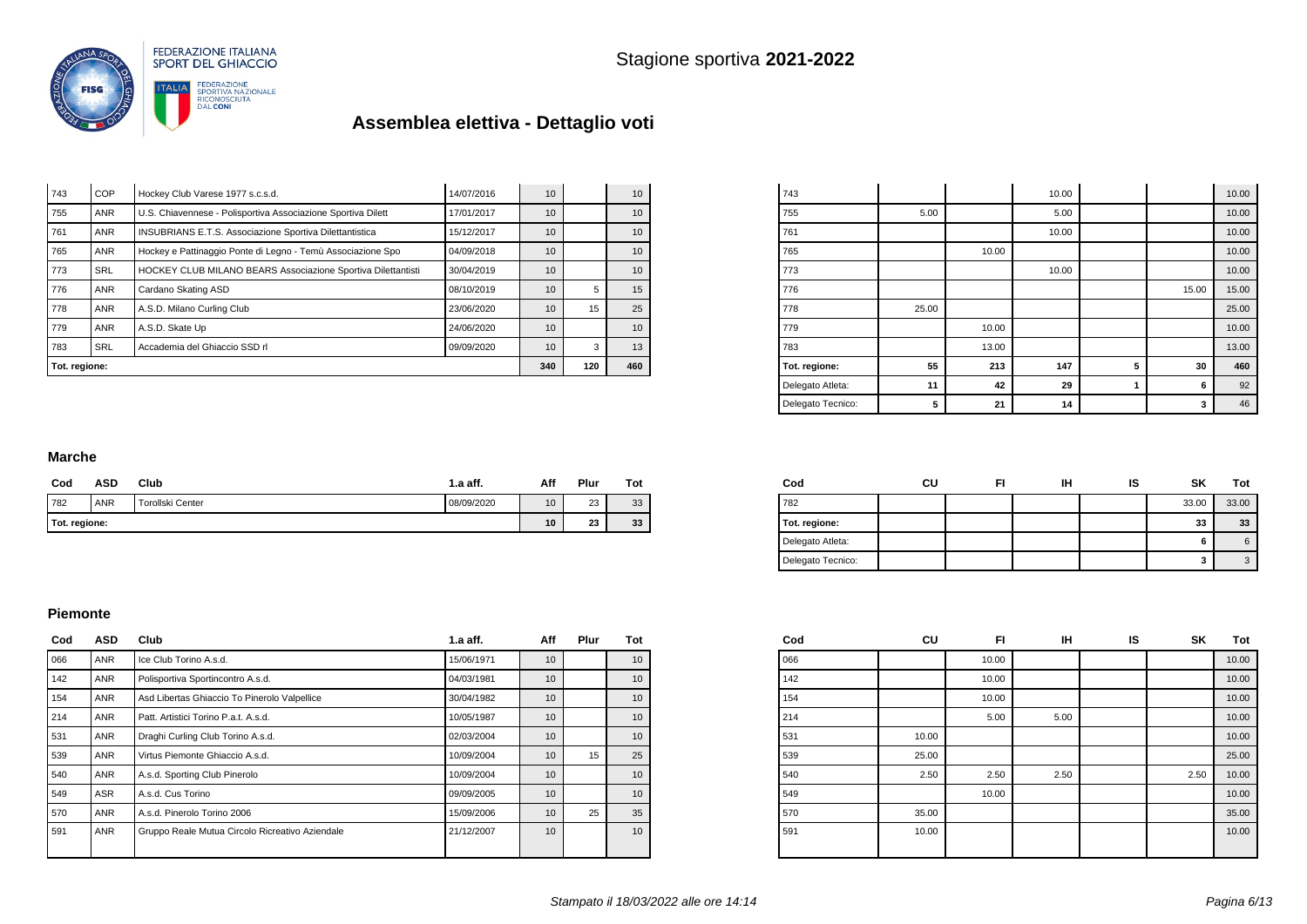Stagione sportiva **2021-2022**

# Assemblea elettiva - Dettaglio voti

| Cod | ASD | Club | 1.a aff. | Aff | Plur | Tot |
|---|---|---|---|---|---|---|
| 743 | COP | Hockey Club Varese 1977 s.c.s.d. | 14/07/2016 | 10 | | 10 |
| 755 | ANR | U.S. Chiavennese - Polisportiva Associazione Sportiva Dilett | 17/01/2017 | 10 | | 10 |
| 761 | ANR | INSUBRIANS E.T.S. Associazione Sportiva Dilettantistica | 15/12/2017 | 10 | | 10 |
| 765 | ANR | Hockey e Pattinaggio Ponte di Legno - Temù Associazione Spo | 04/09/2018 | 10 | | 10 |
| 773 | SRL | HOCKEY CLUB MILANO BEARS Associazione Sportiva Dilettantisti | 30/04/2019 | 10 | | 10 |
| 776 | ANR | Cardano Skating ASD | 08/10/2019 | 10 | 5 | 15 |
| 778 | ANR | A.S.D. Milano Curling Club | 23/06/2020 | 10 | 15 | 25 |
| 779 | ANR | A.S.D. Skate Up | 24/06/2020 | 10 | | 10 |
| 783 | SRL | Accademia del Ghiaccio SSD rl | 09/09/2020 | 10 | 3 | 13 |
| Tot. regione: | | | | 340 | 120 | 460 |

| Cod | CU | FI | IH | IS | SK | Tot |
|---|---|---|---|---|---|---|
| 743 | | | 10.00 | | | 10.00 |
| 755 | 5.00 | | 5.00 | | | 10.00 |
| 761 | | | 10.00 | | | 10.00 |
| 765 | | 10.00 | | | | 10.00 |
| 773 | | | 10.00 | | | 10.00 |
| 776 | | | | | 15.00 | 15.00 |
| 778 | 25.00 | | | | | 25.00 |
| 779 | | 10.00 | | | | 10.00 |
| 783 | | 13.00 | | | | 13.00 |
| Tot. regione: | 55 | 213 | 147 | 5 | 30 | 460 |
| Delegato Atleta: | 11 | 42 | 29 | 1 | 6 | 92 |
| Delegato Tecnico: | 5 | 21 | 14 | | 3 | 46 |

### Marche

| Cod | ASD | Club | 1.a aff. | Aff | Plur | Tot |
|---|---|---|---|---|---|---|
| 782 | ANR | Torollski Center | 08/09/2020 | 10 | 23 | 33 |
| Tot. regione: | | | | 10 | 23 | 33 |

| Cod | CU | FI | IH | IS | SK | Tot |
|---|---|---|---|---|---|---|
| 782 | | | | | 33.00 | 33.00 |
| Tot. regione: | | | | | 33 | 33 |
| Delegato Atleta: | | | | | 6 | 6 |
| Delegato Tecnico: | | | | | 3 | 3 |

### Piemonte

| Cod | ASD | Club | 1.a aff. | Aff | Plur | Tot |
|---|---|---|---|---|---|---|
| 066 | ANR | Ice Club Torino A.s.d. | 15/06/1971 | 10 | | 10 |
| 142 | ANR | Polisportiva Sportincontro A.s.d. | 04/03/1981 | 10 | | 10 |
| 154 | ANR | Asd Libertas Ghiaccio To Pinerolo Valpellice | 30/04/1982 | 10 | | 10 |
| 214 | ANR | Patt. Artistici Torino P.a.t. A.s.d. | 10/05/1987 | 10 | | 10 |
| 531 | ANR | Draghi Curling Club Torino A.s.d. | 02/03/2004 | 10 | | 10 |
| 539 | ANR | Virtus Piemonte Ghiaccio A.s.d. | 10/09/2004 | 10 | 15 | 25 |
| 540 | ANR | A.s.d. Sporting Club Pinerolo | 10/09/2004 | 10 | | 10 |
| 549 | ASR | A.s.d. Cus Torino | 09/09/2005 | 10 | | 10 |
| 570 | ANR | A.s.d. Pinerolo Torino 2006 | 15/09/2006 | 10 | 25 | 35 |
| 591 | ANR | Gruppo Reale Mutua Circolo Ricreativo Aziendale | 21/12/2007 | 10 | | 10 |

| Cod | CU | FI | IH | IS | SK | Tot |
|---|---|---|---|---|---|---|
| 066 | | 10.00 | | | | 10.00 |
| 142 | | 10.00 | | | | 10.00 |
| 154 | | 10.00 | | | | 10.00 |
| 214 | | 5.00 | 5.00 | | | 10.00 |
| 531 | 10.00 | | | | | 10.00 |
| 539 | 25.00 | | | | | 25.00 |
| 540 | 2.50 | 2.50 | 2.50 | | 2.50 | 10.00 |
| 549 | | 10.00 | | | | 10.00 |
| 570 | 35.00 | | | | | 35.00 |
| 591 | 10.00 | | | | | 10.00 |

*Stampato il 18/03/2022 alle ore 14:14*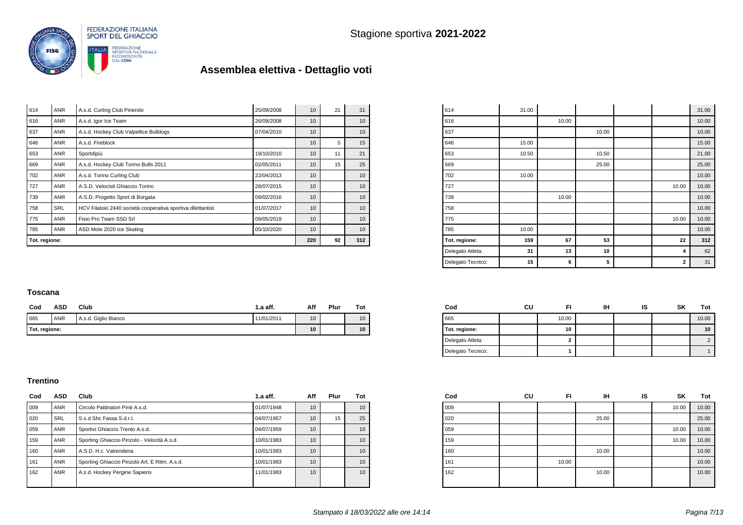Stagione sportiva **2021-2022**

# Assemblea elettiva - Dettaglio voti

| Cod | ASD | Club | 1.a aff. | Aff | Plur | Tot |
|---|---|---|---|---|---|---|
| 614 | ANR | A.s.d. Curling Club Pinerolo | 25/09/2008 | 10 | 21 | 31 |
| 616 | ANR | A.s.d. Igor Ice Team | 26/09/2008 | 10 | | 10 |
| 637 | ANR | A.s.d. Hockey Club Valpellice Bulldogs | 07/04/2010 | 10 | | 10 |
| 646 | ANR | A.s.d. Fireblock | | 10 | 5 | 15 |
| 653 | ANR | Sportdipiù | 19/10/2010 | 10 | 11 | 21 |
| 669 | ANR | A.s.d. Hockey Club Torino Bulls 2011 | 02/05/2011 | 10 | 15 | 25 |
| 702 | ANR | A.s.d. Torino Curling Club | 22/04/2013 | 10 | | 10 |
| 727 | ANR | A.S.D. Velocisti Ghiaccio Torino | 28/07/2015 | 10 | | 10 |
| 739 | ANR | A.S.D. Progetto Sport di Borgata | 09/02/2016 | 10 | | 10 |
| 758 | SRL | HCV Filatoio 2440 società cooperativa sportiva dilettantist | 01/07/2017 | 10 | | 10 |
| 775 | ANR | Fisio Pro Team SSD Srl | 09/05/2019 | 10 | | 10 |
| 785 | ANR | ASD Mole 2020 Ice Skating | 05/10/2020 | 10 | | 10 |
| Tot. regione: | | | | 220 | 92 | 312 |

| Cod | CU | FI | IH | IS | SK | Tot |
|---|---|---|---|---|---|---|
| 614 | 31.00 | | | | | 31.00 |
| 616 | | 10.00 | | | | 10.00 |
| 637 | | | 10.00 | | | 10.00 |
| 646 | 15.00 | | | | | 15.00 |
| 653 | 10.50 | | 10.50 | | | 21.00 |
| 669 | | | 25.00 | | | 25.00 |
| 702 | 10.00 | | | | | 10.00 |
| 727 | | | | | 10.00 | 10.00 |
| 739 | | 10.00 | | | | 10.00 |
| 758 | | | | | | 10.00 |
| 775 | | | | | 10.00 | 10.00 |
| 785 | 10.00 | | | | | 10.00 |
| Tot. regione: | 159 | 67 | 53 | | 22 | 312 |
| Delegato Atleta: | 31 | 13 | 10 | | 4 | 62 |
| Delegato Tecnico: | 15 | 6 | 5 | | 2 | 31 |

### Toscana

| Cod | ASD | Club | 1.a aff. | Aff | Plur | Tot |
|---|---|---|---|---|---|---|
| 665 | ANR | A.s.d. Giglio Bianco | 11/01/2011 | 10 | | 10 |
| Tot. regione: | | | | 10 | | 10 |

| Cod | CU | FI | IH | IS | SK | Tot |
|---|---|---|---|---|---|---|
| 665 | | 10.00 | | | | 10.00 |
| Tot. regione: | | 10 | | | | 10 |
| Delegato Atleta: | | 2 | | | | 2 |
| Delegato Tecnico: | | 1 | | | | 1 |

### Trentino

| Cod | ASD | Club | 1.a aff. | Aff | Plur | Tot |
|---|---|---|---|---|---|---|
| 009 | ANR | Circolo Pattinatori Pinè A.s.d. | 01/07/1948 | 10 | | 10 |
| 020 | SRL | S.s.d Shc Fassa S.d.r.l. | 04/07/1957 | 10 | 15 | 25 |
| 059 | ANR | Sportivi Ghiaccio Trento A.s.d. | 04/07/1959 | 10 | | 10 |
| 159 | ANR | Sporting Ghiaccio Pinzolo - Velocità A.s.d. | 10/01/1983 | 10 | | 10 |
| 160 | ANR | A.S.D. H.c. Valrendena | 10/01/1983 | 10 | | 10 |
| 161 | ANR | Sporting Ghiaccio Pinzolo Art. E Ritm. A.s.d. | 10/01/1983 | 10 | | 10 |
| 162 | ANR | A.s.d. Hockey Pergine Sapiens | 11/01/1983 | 10 | | 10 |

| Cod | CU | FI | IH | IS | SK | Tot |
|---|---|---|---|---|---|---|
| 009 | | | | | 10.00 | 10.00 |
| 020 | | | 25.00 | | | 25.00 |
| 059 | | | | | 10.00 | 10.00 |
| 159 | | | | | 10.00 | 10.00 |
| 160 | | | 10.00 | | | 10.00 |
| 161 | | 10.00 | | | | 10.00 |
| 162 | | | 10.00 | | | 10.00 |

*Stampato il 18/03/2022 alle ore 14:14*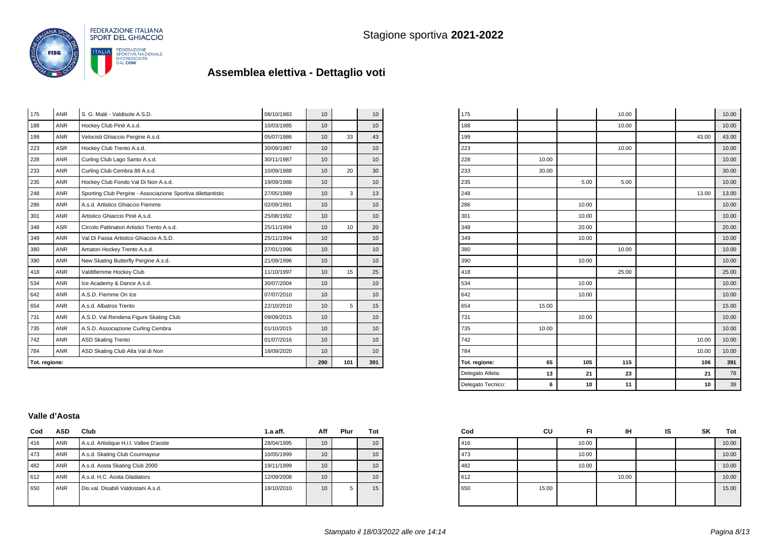| Cod | ASD | Club | 1.a aff. | Aff | Plur | Tot |
|---|---|---|---|---|---|---|
| 175 | ANR | S. G. Malè - Valdisole A.S.D. | 08/10/1983 | 10 | | 10 |
| 188 | ANR | Hockey Club Pinè A.s.d. | 10/03/1985 | 10 | | 10 |
| 199 | ANR | Velocisti Ghiaccio Pergine A.s.d. | 05/07/1986 | 10 | 33 | 43 |
| 223 | ASR | Hockey Club Trento A.s.d. | 30/09/1987 | 10 | | 10 |
| 228 | ANR | Curling Club Lago Santo A.s.d. | 30/11/1987 | 10 | | 10 |
| 233 | ANR | Curling Club Cembra 88 A.s.d. | 10/09/1988 | 10 | 20 | 30 |
| 235 | ANR | Hockey Club Fondo Val Di Non A.s.d. | 19/09/1988 | 10 | | 10 |
| 248 | ANR | Sporting Club Pergine - Associazione Sportiva dilettantistic | 27/05/1989 | 10 | 3 | 13 |
| 286 | ANR | A.s.d. Artistico Ghiaccio Fiemme | 02/09/1991 | 10 | | 10 |
| 301 | ANR | Artistico Ghiaccio Pinè A.s.d. | 25/08/1992 | 10 | | 10 |
| 348 | ASR | Circolo Pattinatori Artistici Trento A.s.d. | 25/11/1994 | 10 | 10 | 20 |
| 349 | ANR | Val Di Fassa Artistico Ghiaccio A.S.D. | 25/11/1994 | 10 | | 10 |
| 380 | ANR | Amatori Hockey Trento A.s.d. | 27/01/1996 | 10 | | 10 |
| 390 | ANR | New Skating Butterfly Pergine A.s.d. | 21/09/1996 | 10 | | 10 |
| 418 | ANR | Valdifiemme Hockey Club | 11/10/1997 | 10 | 15 | 25 |
| 534 | ANR | Ice Academy & Dance A.s.d. | 30/07/2004 | 10 | | 10 |
| 642 | ANR | A.S.D. Fiemme On Ice | 07/07/2010 | 10 | | 10 |
| 654 | ANR | A.s.d. Albatros Trento | 22/10/2010 | 10 | 5 | 15 |
| 731 | ANR | A.S.D. Val Rendena Figure Skating Club | 09/09/2015 | 10 | | 10 |
| 735 | ANR | A.S.D. Associazione Curling Cembra | 01/10/2015 | 10 | | 10 |
| 742 | ANR | ASD Skating Trento | 01/07/2016 | 10 | | 10 |
| 784 | ANR | ASD Skating Club Alta Val di Non | 18/09/2020 | 10 | | 10 |
| **Tot. regione:** | | | | **290** | **101** | **391** |

| Cod | CU | FI | IH | IS | SK | Tot |
|---|---|---|---|---|---|---|
| 175 | | | 10.00 | | | 10.00 |
| 188 | | | 10.00 | | | 10.00 |
| 199 | | | | | 43.00 | 43.00 |
| 223 | | | 10.00 | | | 10.00 |
| 228 | 10.00 | | | | | 10.00 |
| 233 | 30.00 | | | | | 30.00 |
| 235 | | 5.00 | 5.00 | | | 10.00 |
| 248 | | | | | 13.00 | 13.00 |
| 286 | | 10.00 | | | | 10.00 |
| 301 | | 10.00 | | | | 10.00 |
| 348 | | 20.00 | | | | 20.00 |
| 349 | | 10.00 | | | | 10.00 |
| 380 | | | 10.00 | | | 10.00 |
| 390 | | 10.00 | | | | 10.00 |
| 418 | | | 25.00 | | | 25.00 |
| 534 | | 10.00 | | | | 10.00 |
| 642 | | 10.00 | | | | 10.00 |
| 654 | 15.00 | | | | | 15.00 |
| 731 | | 10.00 | | | | 10.00 |
| 735 | 10.00 | | | | | 10.00 |
| 742 | | | | | 10.00 | 10.00 |
| 784 | | | | | 10.00 | 10.00 |
| **Tot. regione:** | **65** | **105** | **115** | | **106** | **391** |
| Delegato Atleta: | **13** | **21** | **23** | | **21** | 78 |
| Delegato Tecnico: | **6** | **10** | **11** | | **10** | 39 |

### Valle d'Aosta

| Cod | ASD | Club | 1.a aff. | Aff | Plur | Tot |
|---|---|---|---|---|---|---|
| 416 | ANR | A.s.d. Artistique H.i.l. Vallee D'aoste | 28/04/1995 | 10 | | 10 |
| 473 | ANR | A.s.d. Skating Club Courmayeur | 10/05/1999 | 10 | | 10 |
| 482 | ANR | A.s.d. Aosta Skating Club 2000 | 19/11/1999 | 10 | | 10 |
| 612 | ANR | A.s.d. H.C. Aosta Gladiators | 12/09/2008 | 10 | | 10 |
| 650 | ANR | Dis.val. Disabili Valdostani A.s.d. | 18/10/2010 | 10 | 5 | 15 |

| Cod | CU | FI | IH | IS | SK | Tot |
|---|---|---|---|---|---|---|
| 416 | | 10.00 | | | | 10.00 |
| 473 | | 10.00 | | | | 10.00 |
| 482 | | 10.00 | | | | 10.00 |
| 612 | | | 10.00 | | | 10.00 |
| 650 | 15.00 | | | | | 15.00 |

*Stampato il 18/03/2022 alle ore 14:14*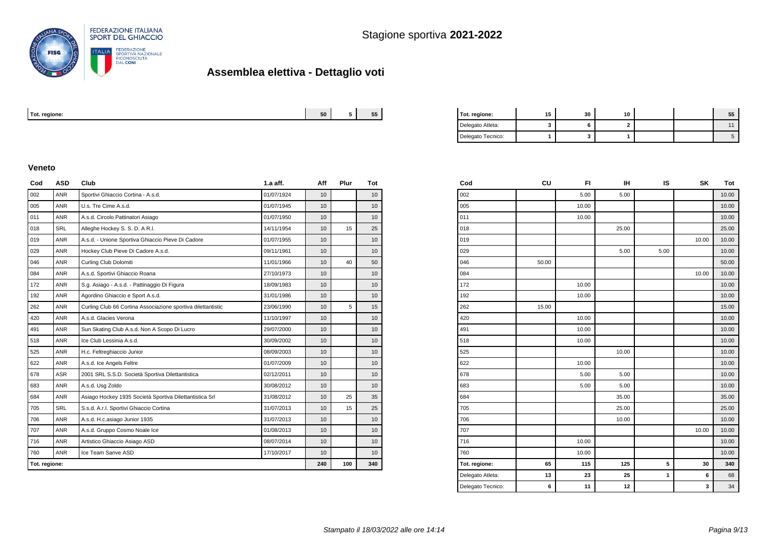FEDERAZIONE ITALIANA SPORT DEL GHIACCIO

FEDERAZIONE SPORTIVA NAZIONALE RICONOSCIUTA DAL CONI

Stagione sportiva **2021-2022**

# Assemblea elettiva - Dettaglio voti

| Tot. regione: | 50 | 5 | 55 |
|---|---|---|---|

| Tot. regione: | 15 | 30 | 10 | | | 55 |
|---|---|---|---|---|---|---|
| Delegato Atleta: | 3 | 6 | 2 | | | 11 |
| Delegato Tecnico: | 1 | 3 | 1 | | | 5 |

### Veneto

| Cod | ASD | Club | 1.a aff. | Aff | Plur | Tot |
|---|---|---|---|---|---|---|
| 002 | ANR | Sportivi Ghiaccio Cortina - A.s.d. | 01/07/1924 | 10 | | 10 |
| 005 | ANR | U.s. Tre Cime A.s.d. | 01/07/1945 | 10 | | 10 |
| 011 | ANR | A.s.d. Circolo Pattinatori Asiago | 01/07/1950 | 10 | | 10 |
| 018 | SRL | Alleghe Hockey S. S. D. A R.l. | 14/11/1954 | 10 | 15 | 25 |
| 019 | ANR | A.s.d. - Unione Sportiva Ghiaccio Pieve Di Cadore | 01/07/1955 | 10 | | 10 |
| 029 | ANR | Hockey Club Pieve Di Cadore A.s.d. | 09/11/1961 | 10 | | 10 |
| 046 | ANR | Curling Club Dolomiti | 11/01/1966 | 10 | 40 | 50 |
| 084 | ANR | A.s.d. Sportivi Ghiaccio Roana | 27/10/1973 | 10 | | 10 |
| 172 | ANR | S.g. Asiago - A.s.d. - Pattinaggio Di Figura | 18/09/1983 | 10 | | 10 |
| 192 | ANR | Agordino Ghiaccio e Sport A.s.d. | 31/01/1986 | 10 | | 10 |
| 262 | ANR | Curling Club 66 Cortina Associazione sportiva dilettantistic | 23/06/1990 | 10 | 5 | 15 |
| 420 | ANR | A.s.d. Glacies Verona | 11/10/1997 | 10 | | 10 |
| 491 | ANR | Sun Skating Club A.s.d. Non A Scopo Di Lucro | 29/07/2000 | 10 | | 10 |
| 518 | ANR | Ice Club Lessinia A.s.d. | 30/09/2002 | 10 | | 10 |
| 525 | ANR | H.c. Feltreghiaccio Junior | 08/09/2003 | 10 | | 10 |
| 622 | ANR | A.s.d. Ice Angels Feltre | 01/07/2009 | 10 | | 10 |
| 678 | ASR | 2001 SRL S.S.D. Società Sportiva Dilettantistica | 02/12/2011 | 10 | | 10 |
| 683 | ANR | A.s.d. Usg Zoldo | 30/08/2012 | 10 | | 10 |
| 684 | ANR | Asiago Hockey 1935 Società Sportiva Dilettantistica Srl | 31/08/2012 | 10 | 25 | 35 |
| 705 | SRL | S.s.d. A.r.l. Sportivi Ghiaccio Cortina | 31/07/2013 | 10 | 15 | 25 |
| 706 | ANR | A.s.d. H.c.asiago Junior 1935 | 31/07/2013 | 10 | | 10 |
| 707 | ANR | A.s.d. Gruppo Cosmo Noale Ice | 01/08/2013 | 10 | | 10 |
| 716 | ANR | Artistico Ghiaccio Asiago ASD | 08/07/2014 | 10 | | 10 |
| 760 | ANR | Ice Team Sanve ASD | 17/10/2017 | 10 | | 10 |
| **Tot. regione:** | | | | **240** | **100** | **340** |

| Cod | CU | FI | IH | IS | SK | Tot |
|---|---|---|---|---|---|---|
| 002 | | 5.00 | 5.00 | | | 10.00 |
| 005 | | 10.00 | | | | 10.00 |
| 011 | | 10.00 | | | | 10.00 |
| 018 | | | 25.00 | | | 25.00 |
| 019 | | | | | 10.00 | 10.00 |
| 029 | | | 5.00 | 5.00 | | 10.00 |
| 046 | 50.00 | | | | | 50.00 |
| 084 | | | | | 10.00 | 10.00 |
| 172 | | 10.00 | | | | 10.00 |
| 192 | | 10.00 | | | | 10.00 |
| 262 | 15.00 | | | | | 15.00 |
| 420 | | 10.00 | | | | 10.00 |
| 491 | | 10.00 | | | | 10.00 |
| 518 | | 10.00 | | | | 10.00 |
| 525 | | | 10.00 | | | 10.00 |
| 622 | | 10.00 | | | | 10.00 |
| 678 | | 5.00 | 5.00 | | | 10.00 |
| 683 | | 5.00 | 5.00 | | | 10.00 |
| 684 | | | 35.00 | | | 35.00 |
| 705 | | | 25.00 | | | 25.00 |
| 706 | | | 10.00 | | | 10.00 |
| 707 | | | | | 10.00 | 10.00 |
| 716 | | 10.00 | | | | 10.00 |
| 760 | | 10.00 | | | | 10.00 |
| **Tot. regione:** | **65** | **115** | **125** | **5** | **30** | **340** |
| Delegato Atleta: | **13** | **23** | **25** | **1** | **6** | 68 |
| Delegato Tecnico: | **6** | **11** | **12** | | **3** | 34 |

*Stampato il 18/03/2022 alle ore 14:14*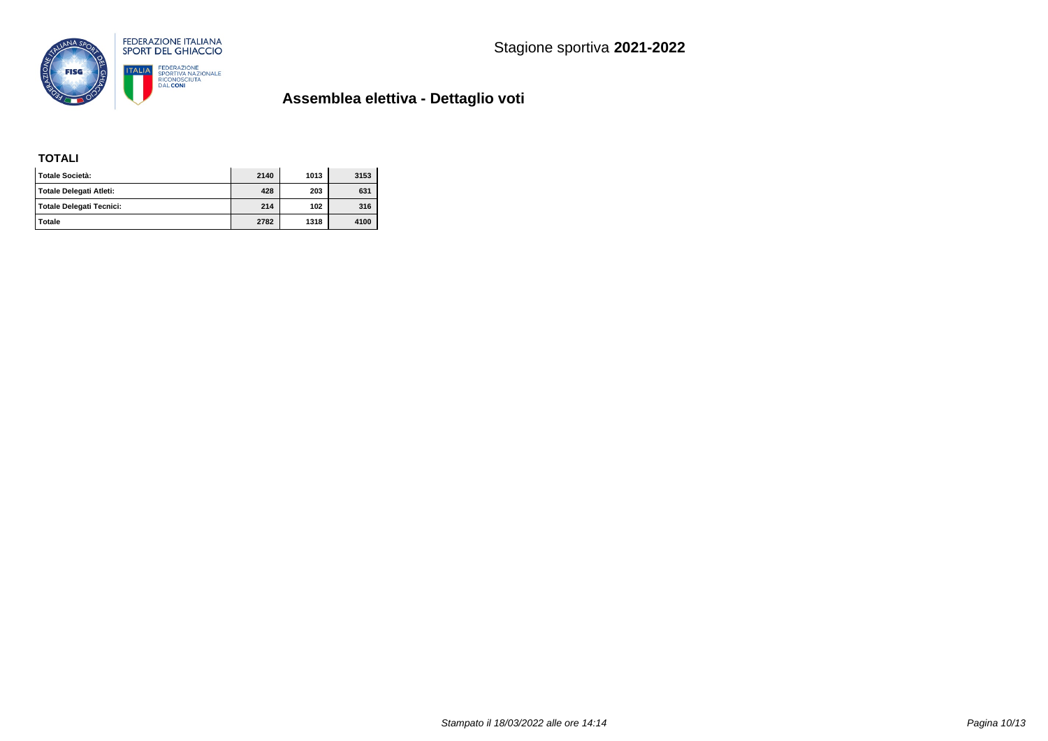Stagione sportiva **2021-2022**

## Assemblea elettiva - Dettaglio voti

### TOTALI

| | | | |
|---|---|---|---|
| **Totale Società:** | **2140** | **1013** | **3153** |
| **Totale Delegati Atleti:** | **428** | **203** | **631** |
| **Totale Delegati Tecnici:** | **214** | **102** | **316** |
| **Totale** | **2782** | **1318** | **4100** |

*Stampato il 18/03/2022 alle ore 14:14*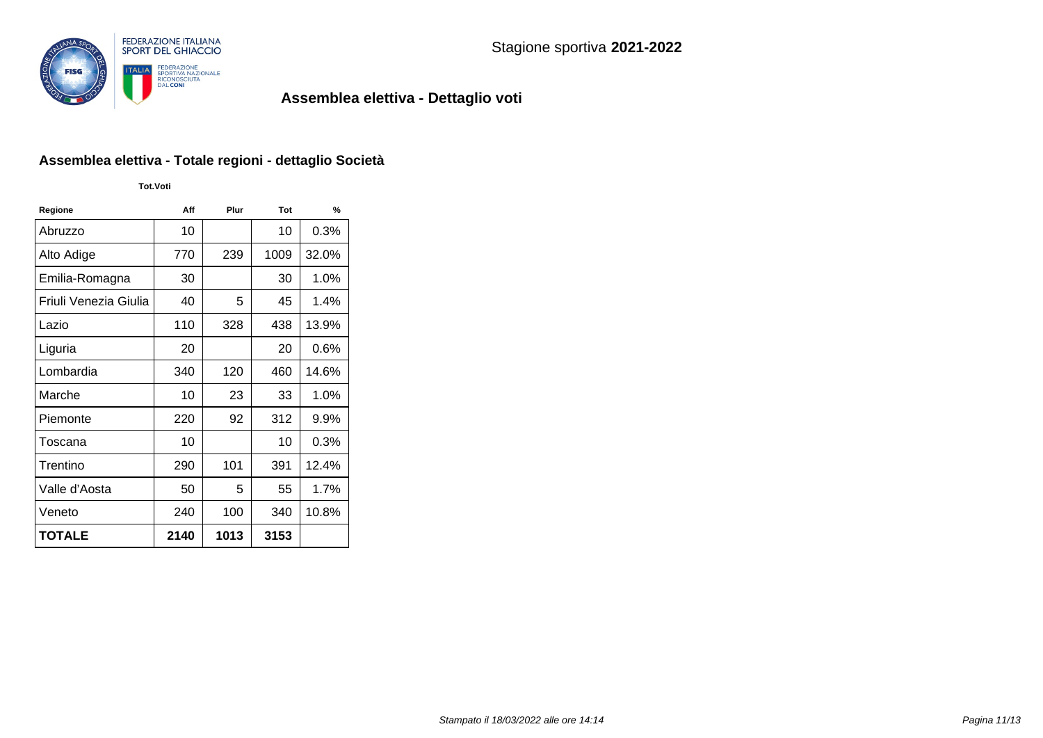FEDERAZIONE ITALIANA SPORT DEL GHIACCIO

FEDERAZIONE SPORTIVA NAZIONALE RICONOSCIUTA DAL CONI

Stagione sportiva **2021-2022**

## Assemblea elettiva - Dettaglio voti

### Assemblea elettiva - Totale regioni - dettaglio Società

| | Tot.Voti | | | |
|---|---|---|---|---|
| **Regione** | **Aff** | **Plur** | **Tot** | **%** |
| Abruzzo | 10 | | 10 | 0.3% |
| Alto Adige | 770 | 239 | 1009 | 32.0% |
| Emilia-Romagna | 30 | | 30 | 1.0% |
| Friuli Venezia Giulia | 40 | 5 | 45 | 1.4% |
| Lazio | 110 | 328 | 438 | 13.9% |
| Liguria | 20 | | 20 | 0.6% |
| Lombardia | 340 | 120 | 460 | 14.6% |
| Marche | 10 | 23 | 33 | 1.0% |
| Piemonte | 220 | 92 | 312 | 9.9% |
| Toscana | 10 | | 10 | 0.3% |
| Trentino | 290 | 101 | 391 | 12.4% |
| Valle d'Aosta | 50 | 5 | 55 | 1.7% |
| Veneto | 240 | 100 | 340 | 10.8% |
| **TOTALE** | **2140** | **1013** | **3153** | |

*Stampato il 18/03/2022 alle ore 14:14*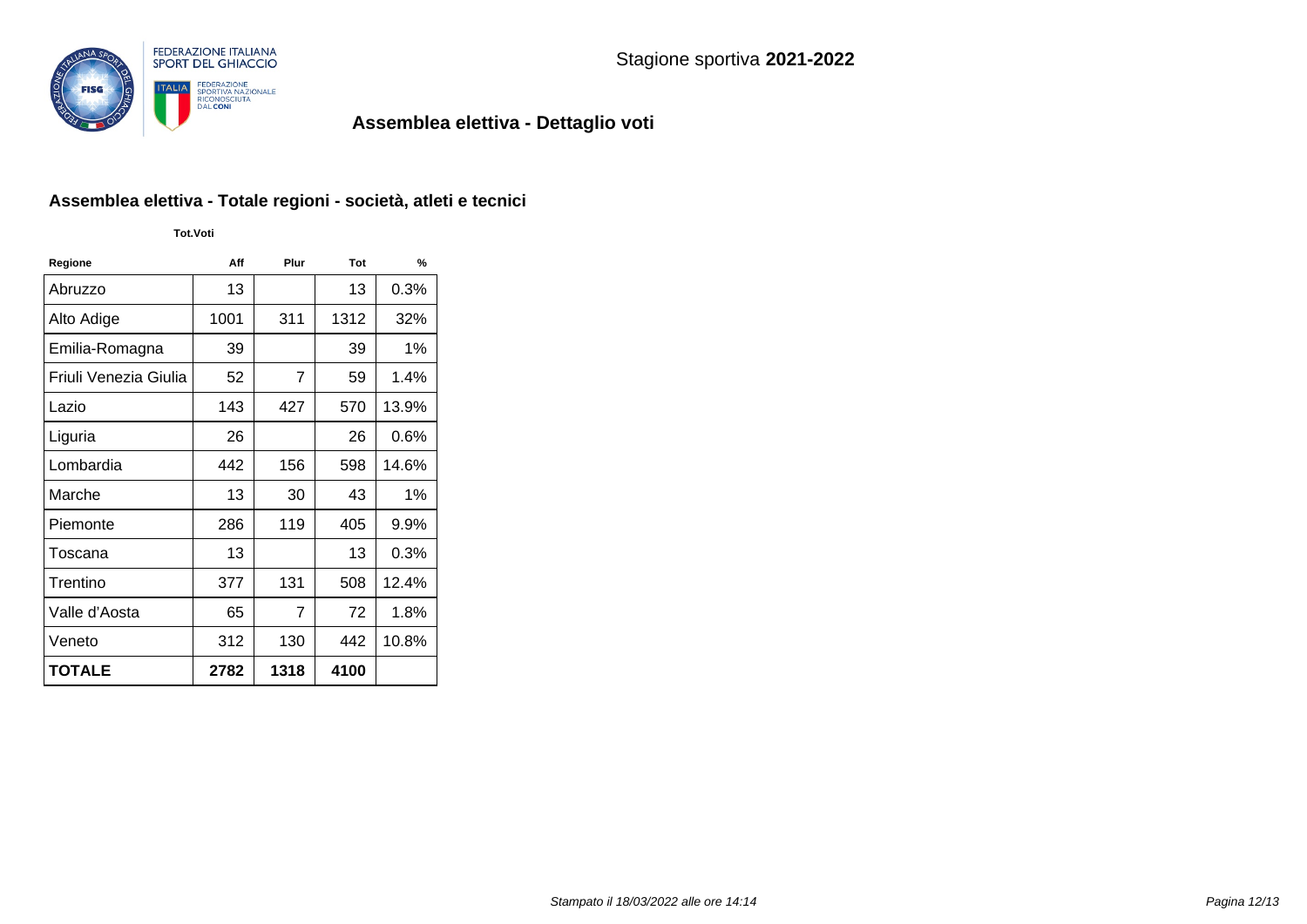FEDERAZIONE ITALIANA SPORT DEL GHIACCIO

Stagione sportiva **2021-2022**

## Assemblea elettiva - Dettaglio voti

### Assemblea elettiva - Totale regioni - società, atleti e tecnici

**Tot.Voti**

| Regione | Aff | Plur | Tot | % |
|---|---|---|---|---|
| Abruzzo | 13 | | 13 | 0.3% |
| Alto Adige | 1001 | 311 | 1312 | 32% |
| Emilia-Romagna | 39 | | 39 | 1% |
| Friuli Venezia Giulia | 52 | 7 | 59 | 1.4% |
| Lazio | 143 | 427 | 570 | 13.9% |
| Liguria | 26 | | 26 | 0.6% |
| Lombardia | 442 | 156 | 598 | 14.6% |
| Marche | 13 | 30 | 43 | 1% |
| Piemonte | 286 | 119 | 405 | 9.9% |
| Toscana | 13 | | 13 | 0.3% |
| Trentino | 377 | 131 | 508 | 12.4% |
| Valle d'Aosta | 65 | 7 | 72 | 1.8% |
| Veneto | 312 | 130 | 442 | 10.8% |
| **TOTALE** | **2782** | **1318** | **4100** | |

*Stampato il 18/03/2022 alle ore 14:14*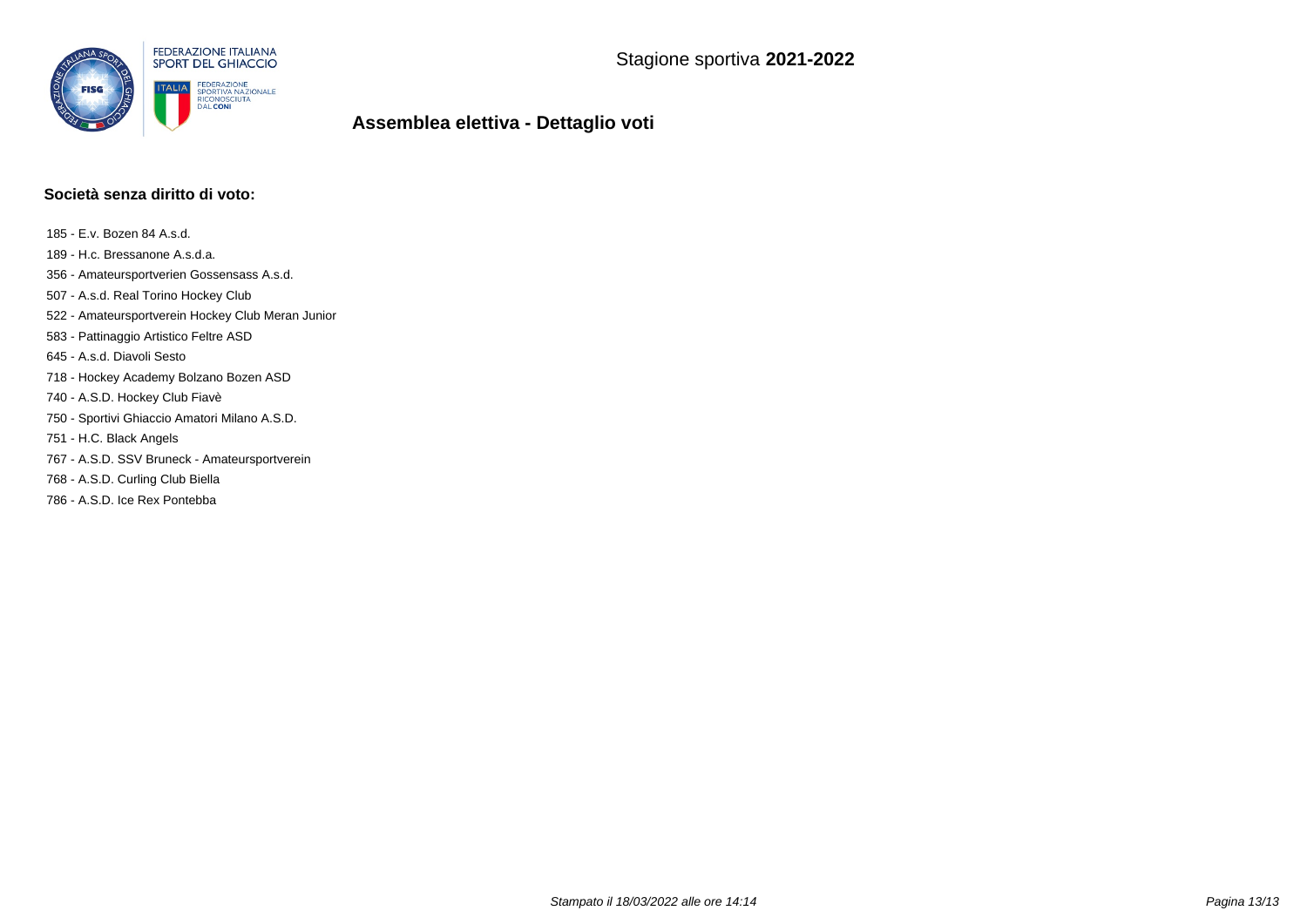**Società senza diritto di voto:**

185 - E.v. Bozen 84 A.s.d.

189 - H.c. Bressanone A.s.d.a.

356 - Amateursportverien Gossensass A.s.d.

507 - A.s.d. Real Torino Hockey Club

522 - Amateursportverein Hockey Club Meran Junior

583 - Pattinaggio Artistico Feltre ASD

645 - A.s.d. Diavoli Sesto

718 - Hockey Academy Bolzano Bozen ASD

740 - A.S.D. Hockey Club Fiavè

750 - Sportivi Ghiaccio Amatori Milano A.S.D.

751 - H.C. Black Angels

767 - A.S.D. SSV Bruneck - Amateursportverein

768 - A.S.D. Curling Club Biella

786 - A.S.D. Ice Rex Pontebba